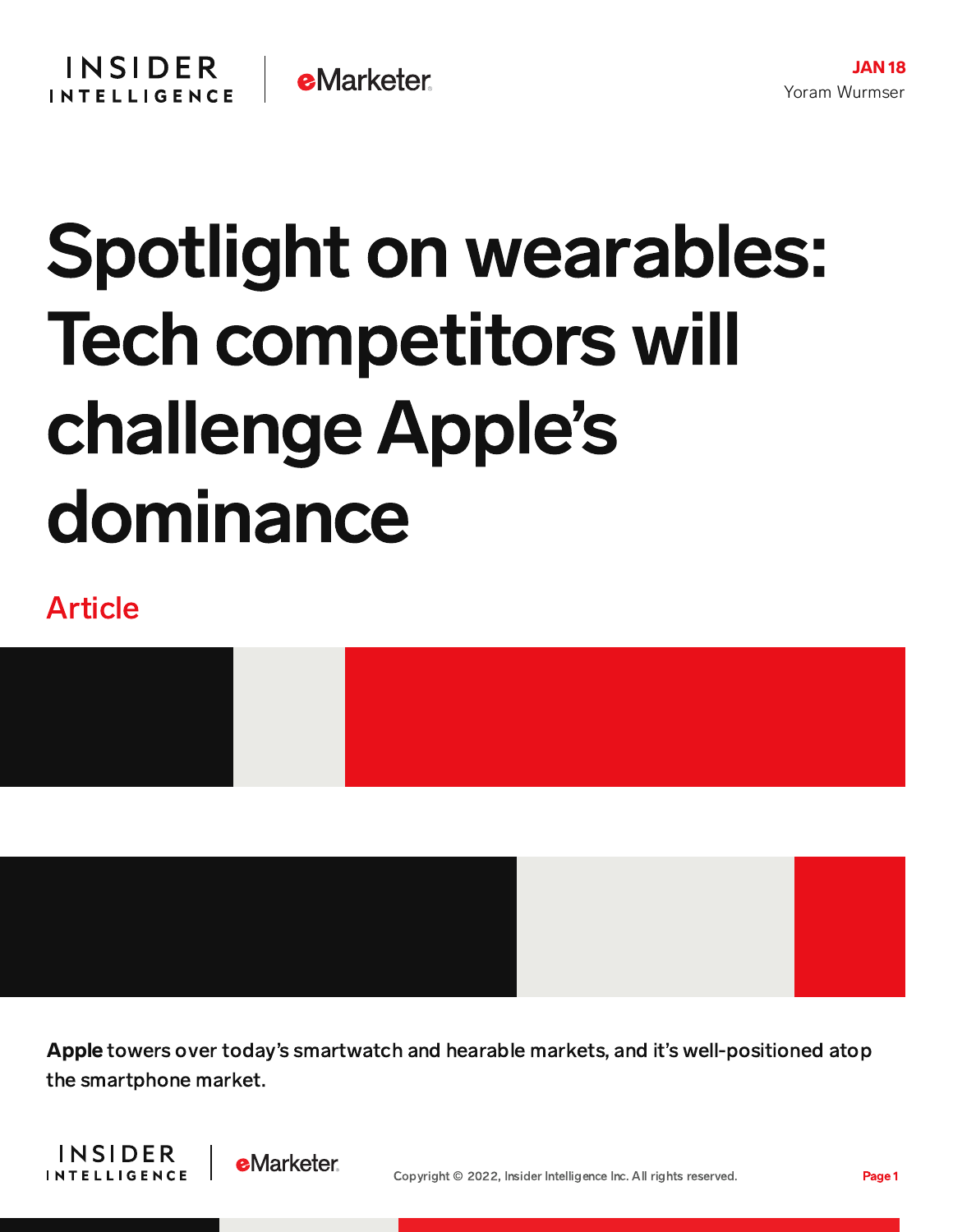**JAN 18**
Yoram Wurmser

# Spotlight on wearables: Tech competitors will challenge Apple's dominance

Article

**Apple** towers over today's smartwatch and hearable markets, and it's well-positioned atop the smartphone market.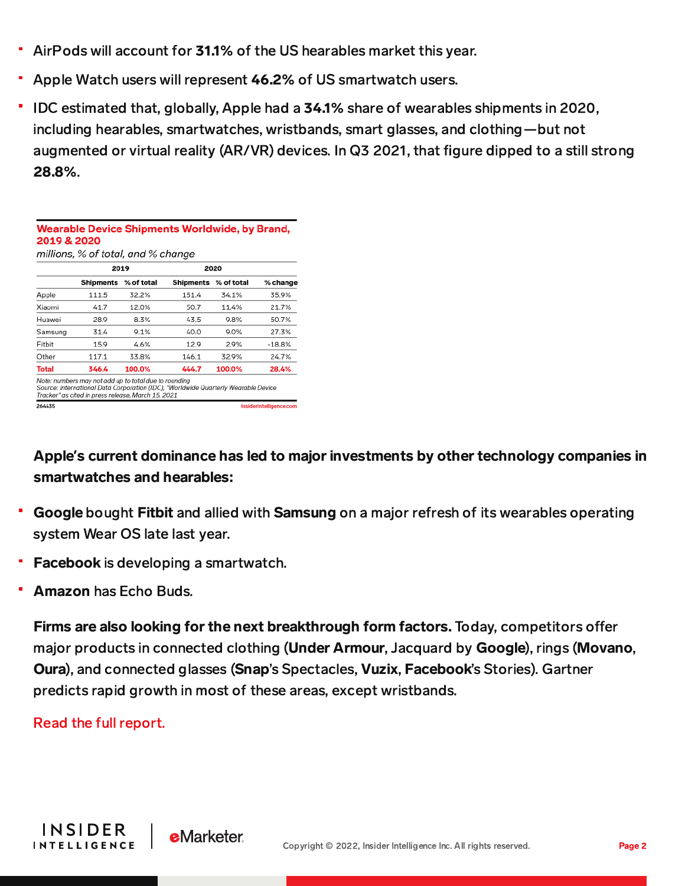- AirPods will account for **31.1%** of the US hearables market this year.
- Apple Watch users will represent **46.2%** of US smartwatch users.
- IDC estimated that, globally, Apple had a **34.1%** share of wearables shipments in 2020, including hearables, smartwatches, wristbands, smart glasses, and clothing—but not augmented or virtual reality (AR/VR) devices. In Q3 2021, that figure dipped to a still strong **28.8%**.

**Wearable Device Shipments Worldwide, by Brand, 2019 & 2020**

*millions, % of total, and % change*

| | 2019 | | 2020 | | |
|---|---|---|---|---|---|
| | Shipments | % of total | Shipments | % of total | % change |
| Apple | 111.5 | 32.2% | 151.4 | 34.1% | 35.9% |
| Xiaomi | 41.7 | 12.0% | 50.7 | 11.4% | 21.7% |
| Huawei | 28.9 | 8.3% | 43.5 | 9.8% | 50.7% |
| Samsung | 31.4 | 9.1% | 40.0 | 9.0% | 27.3% |
| Fitbit | 15.9 | 4.6% | 12.9 | 2.9% | -18.8% |
| Other | 117.1 | 33.8% | 146.1 | 32.9% | 24.7% |
| **Total** | **346.4** | **100.0%** | **444.7** | **100.0%** | **28.4%** |

*Note: numbers may not add up to total due to rounding*
*Source: International Data Corporation (IDC), "Worldwide Quarterly Wearable Device Tracker" as cited in press release, March 15, 2021*

264435 InsiderIntelligence.com

**Apple's current dominance has led to major investments by other technology companies in smartwatches and hearables:**

- **Google** bought **Fitbit** and allied with **Samsung** on a major refresh of its wearables operating system Wear OS late last year.
- **Facebook** is developing a smartwatch.
- **Amazon** has Echo Buds.

**Firms are also looking for the next breakthrough form factors.** Today, competitors offer major products in connected clothing (**Under Armour**, Jacquard by **Google**), rings (**Movano**, **Oura**), and connected glasses (**Snap**'s Spectacles, **Vuzix**, **Facebook**'s Stories). Gartner predicts rapid growth in most of these areas, except wristbands.

Read the full report.